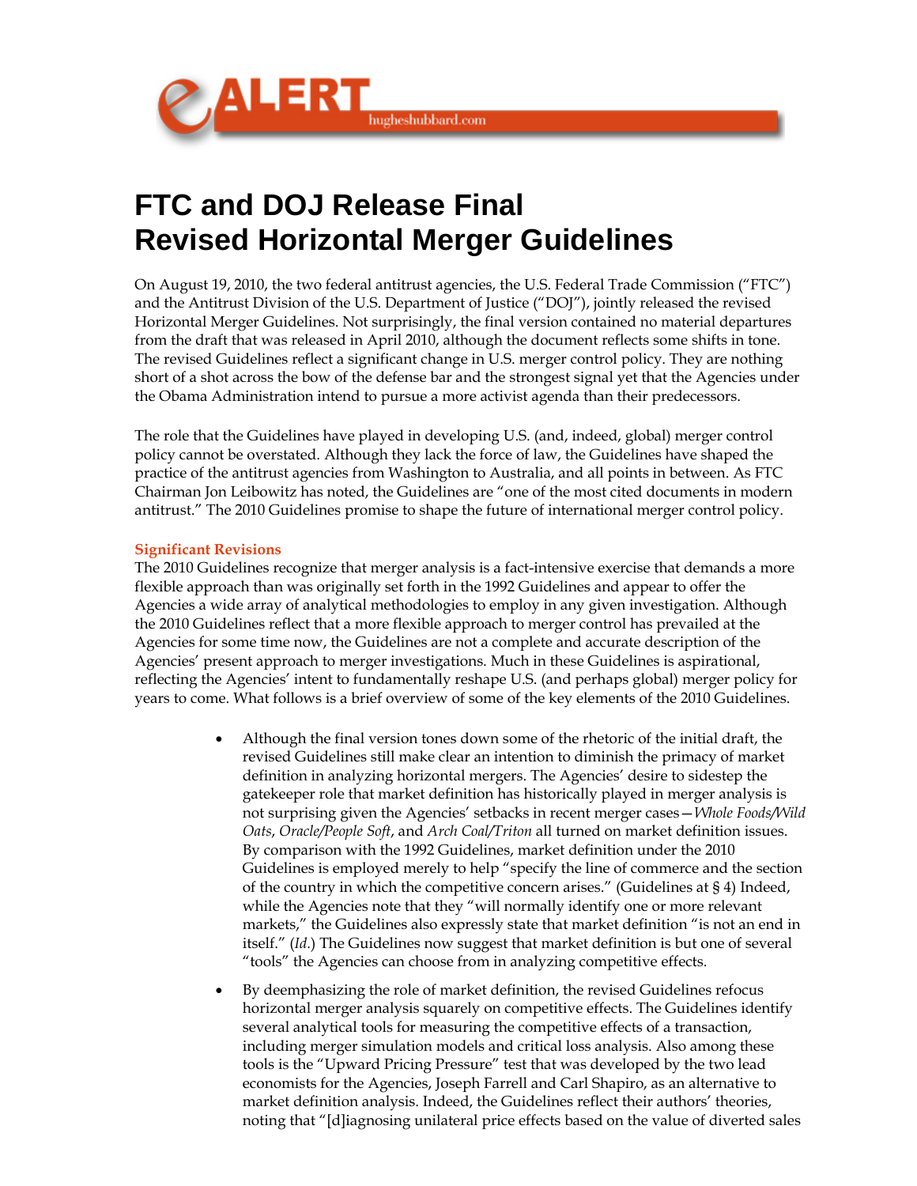# FTC and DOJ Release Final Revised Horizontal Merger Guidelines

On August 19, 2010, the two federal antitrust agencies, the U.S. Federal Trade Commission ("FTC") and the Antitrust Division of the U.S. Department of Justice ("DOJ"), jointly released the revised Horizontal Merger Guidelines. Not surprisingly, the final version contained no material departures from the draft that was released in April 2010, although the document reflects some shifts in tone. The revised Guidelines reflect a significant change in U.S. merger control policy. They are nothing short of a shot across the bow of the defense bar and the strongest signal yet that the Agencies under the Obama Administration intend to pursue a more activist agenda than their predecessors.

The role that the Guidelines have played in developing U.S. (and, indeed, global) merger control policy cannot be overstated. Although they lack the force of law, the Guidelines have shaped the practice of the antitrust agencies from Washington to Australia, and all points in between. As FTC Chairman Jon Leibowitz has noted, the Guidelines are "one of the most cited documents in modern antitrust." The 2010 Guidelines promise to shape the future of international merger control policy.

## Significant Revisions

The 2010 Guidelines recognize that merger analysis is a fact-intensive exercise that demands a more flexible approach than was originally set forth in the 1992 Guidelines and appear to offer the Agencies a wide array of analytical methodologies to employ in any given investigation. Although the 2010 Guidelines reflect that a more flexible approach to merger control has prevailed at the Agencies for some time now, the Guidelines are not a complete and accurate description of the Agencies' present approach to merger investigations. Much in these Guidelines is aspirational, reflecting the Agencies' intent to fundamentally reshape U.S. (and perhaps global) merger policy for years to come. What follows is a brief overview of some of the key elements of the 2010 Guidelines.

- Although the final version tones down some of the rhetoric of the initial draft, the revised Guidelines still make clear an intention to diminish the primacy of market definition in analyzing horizontal mergers. The Agencies' desire to sidestep the gatekeeper role that market definition has historically played in merger analysis is not surprising given the Agencies' setbacks in recent merger cases—*Whole Foods/Wild Oats*, *Oracle/People Soft*, and *Arch Coal/Triton* all turned on market definition issues. By comparison with the 1992 Guidelines, market definition under the 2010 Guidelines is employed merely to help "specify the line of commerce and the section of the country in which the competitive concern arises." (Guidelines at § 4) Indeed, while the Agencies note that they "will normally identify one or more relevant markets," the Guidelines also expressly state that market definition "is not an end in itself." (*Id.*) The Guidelines now suggest that market definition is but one of several "tools" the Agencies can choose from in analyzing competitive effects.

- By deemphasizing the role of market definition, the revised Guidelines refocus horizontal merger analysis squarely on competitive effects. The Guidelines identify several analytical tools for measuring the competitive effects of a transaction, including merger simulation models and critical loss analysis. Also among these tools is the "Upward Pricing Pressure" test that was developed by the two lead economists for the Agencies, Joseph Farrell and Carl Shapiro, as an alternative to market definition analysis. Indeed, the Guidelines reflect their authors' theories, noting that "[d]iagnosing unilateral price effects based on the value of diverted sales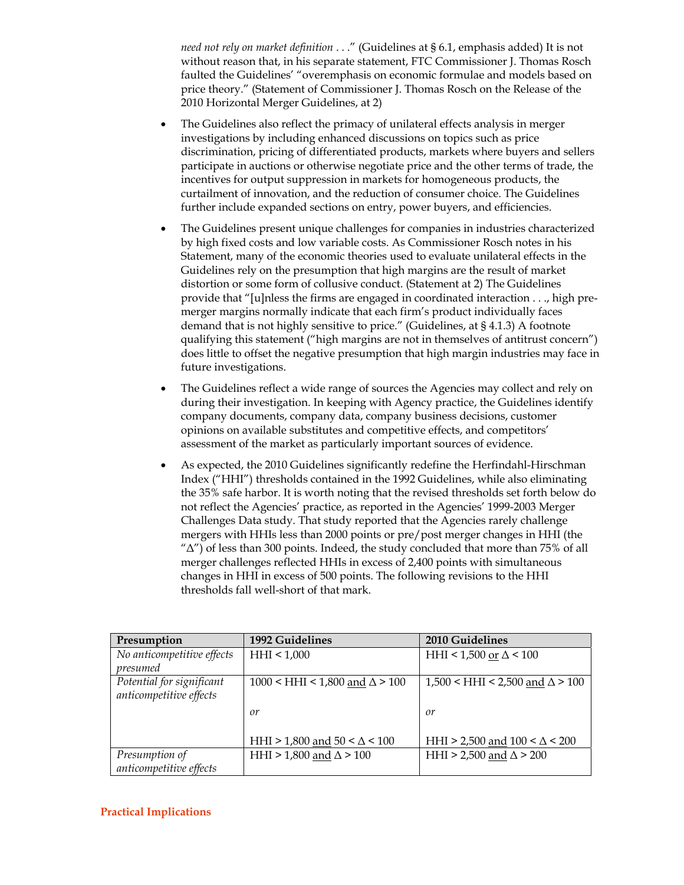*need not rely on market definition* . . ." (Guidelines at § 6.1, emphasis added) It is not without reason that, in his separate statement, FTC Commissioner J. Thomas Rosch faulted the Guidelines' "overemphasis on economic formulae and models based on price theory." (Statement of Commissioner J. Thomas Rosch on the Release of the 2010 Horizontal Merger Guidelines, at 2)

- The Guidelines also reflect the primacy of unilateral effects analysis in merger investigations by including enhanced discussions on topics such as price discrimination, pricing of differentiated products, markets where buyers and sellers participate in auctions or otherwise negotiate price and the other terms of trade, the incentives for output suppression in markets for homogeneous products, the curtailment of innovation, and the reduction of consumer choice. The Guidelines further include expanded sections on entry, power buyers, and efficiencies.

- The Guidelines present unique challenges for companies in industries characterized by high fixed costs and low variable costs. As Commissioner Rosch notes in his Statement, many of the economic theories used to evaluate unilateral effects in the Guidelines rely on the presumption that high margins are the result of market distortion or some form of collusive conduct. (Statement at 2) The Guidelines provide that "[u]nless the firms are engaged in coordinated interaction . . ., high pre-merger margins normally indicate that each firm's product individually faces demand that is not highly sensitive to price." (Guidelines, at § 4.1.3) A footnote qualifying this statement ("high margins are not in themselves of antitrust concern") does little to offset the negative presumption that high margin industries may face in future investigations.

- The Guidelines reflect a wide range of sources the Agencies may collect and rely on during their investigation. In keeping with Agency practice, the Guidelines identify company documents, company data, company business decisions, customer opinions on available substitutes and competitive effects, and competitors' assessment of the market as particularly important sources of evidence.

- As expected, the 2010 Guidelines significantly redefine the Herfindahl-Hirschman Index ("HHI") thresholds contained in the 1992 Guidelines, while also eliminating the 35% safe harbor. It is worth noting that the revised thresholds set forth below do not reflect the Agencies' practice, as reported in the Agencies' 1999-2003 Merger Challenges Data study. That study reported that the Agencies rarely challenge mergers with HHIs less than 2000 points or pre/post merger changes in HHI (the "Δ") of less than 300 points. Indeed, the study concluded that more than 75% of all merger challenges reflected HHIs in excess of 2,400 points with simultaneous changes in HHI in excess of 500 points. The following revisions to the HHI thresholds fall well-short of that mark.

| Presumption | 1992 Guidelines | 2010 Guidelines |
|---|---|---|
| *No anticompetitive effects presumed* | HHI < 1,000 | HHI < 1,500 or Δ < 100 |
| *Potential for significant anticompetitive effects* | 1000 < HHI < 1,800 and Δ > 100<br><br>*or*<br><br>HHI > 1,800 and 50 < Δ < 100 | 1,500 < HHI < 2,500 and Δ > 100<br><br>*or*<br><br>HHI > 2,500 and 100 < Δ < 200 |
| *Presumption of anticompetitive effects* | HHI > 1,800 and Δ > 100 | HHI > 2,500 and Δ > 200 |

## Practical Implications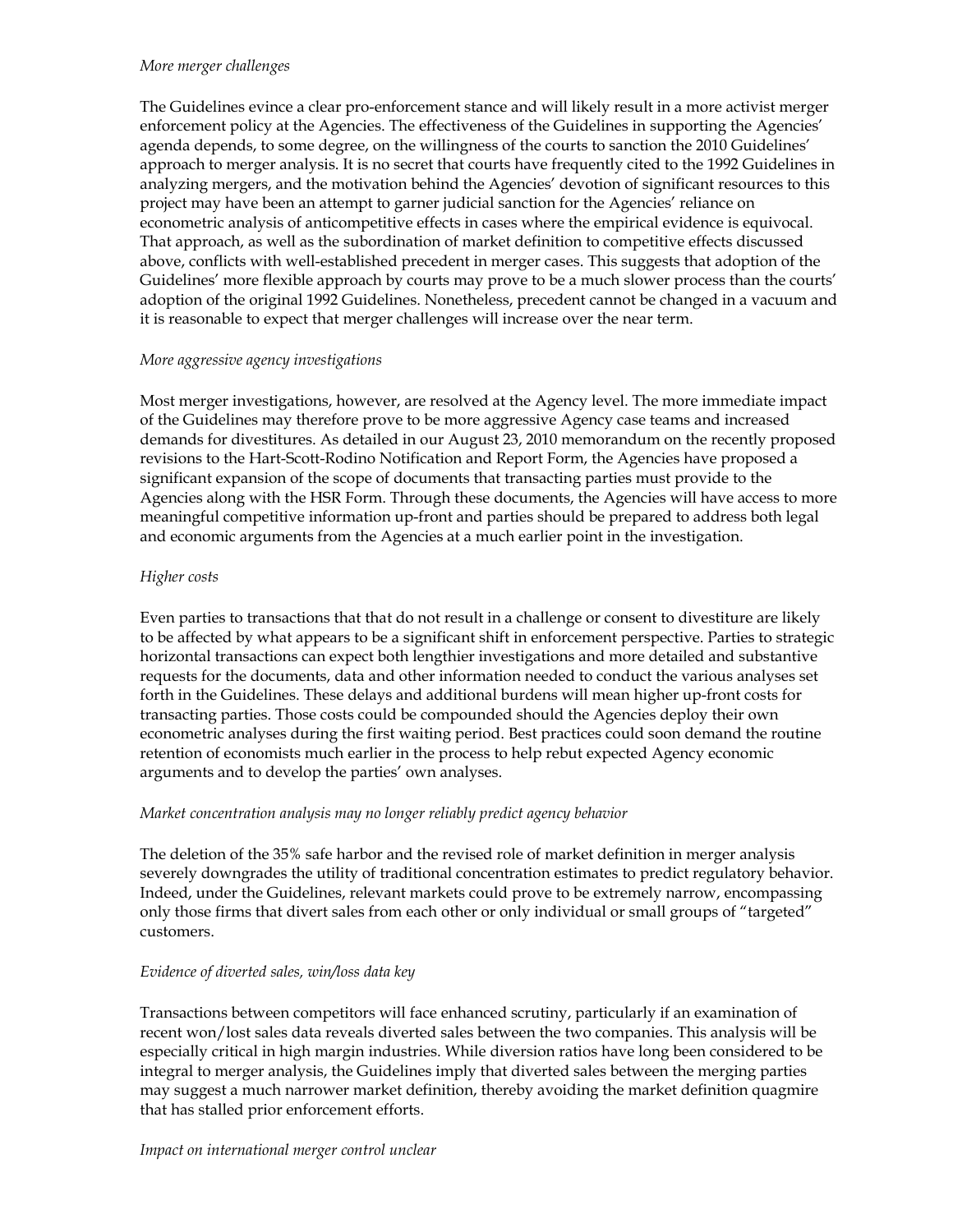*More merger challenges*

The Guidelines evince a clear pro-enforcement stance and will likely result in a more activist merger enforcement policy at the Agencies. The effectiveness of the Guidelines in supporting the Agencies' agenda depends, to some degree, on the willingness of the courts to sanction the 2010 Guidelines' approach to merger analysis. It is no secret that courts have frequently cited to the 1992 Guidelines in analyzing mergers, and the motivation behind the Agencies' devotion of significant resources to this project may have been an attempt to garner judicial sanction for the Agencies' reliance on econometric analysis of anticompetitive effects in cases where the empirical evidence is equivocal. That approach, as well as the subordination of market definition to competitive effects discussed above, conflicts with well-established precedent in merger cases. This suggests that adoption of the Guidelines' more flexible approach by courts may prove to be a much slower process than the courts' adoption of the original 1992 Guidelines. Nonetheless, precedent cannot be changed in a vacuum and it is reasonable to expect that merger challenges will increase over the near term.

*More aggressive agency investigations*

Most merger investigations, however, are resolved at the Agency level. The more immediate impact of the Guidelines may therefore prove to be more aggressive Agency case teams and increased demands for divestitures. As detailed in our August 23, 2010 memorandum on the recently proposed revisions to the Hart-Scott-Rodino Notification and Report Form, the Agencies have proposed a significant expansion of the scope of documents that transacting parties must provide to the Agencies along with the HSR Form. Through these documents, the Agencies will have access to more meaningful competitive information up-front and parties should be prepared to address both legal and economic arguments from the Agencies at a much earlier point in the investigation.

*Higher costs*

Even parties to transactions that that do not result in a challenge or consent to divestiture are likely to be affected by what appears to be a significant shift in enforcement perspective. Parties to strategic horizontal transactions can expect both lengthier investigations and more detailed and substantive requests for the documents, data and other information needed to conduct the various analyses set forth in the Guidelines. These delays and additional burdens will mean higher up-front costs for transacting parties. Those costs could be compounded should the Agencies deploy their own econometric analyses during the first waiting period. Best practices could soon demand the routine retention of economists much earlier in the process to help rebut expected Agency economic arguments and to develop the parties' own analyses.

*Market concentration analysis may no longer reliably predict agency behavior*

The deletion of the 35% safe harbor and the revised role of market definition in merger analysis severely downgrades the utility of traditional concentration estimates to predict regulatory behavior. Indeed, under the Guidelines, relevant markets could prove to be extremely narrow, encompassing only those firms that divert sales from each other or only individual or small groups of "targeted" customers.

*Evidence of diverted sales, win/loss data key*

Transactions between competitors will face enhanced scrutiny, particularly if an examination of recent won/lost sales data reveals diverted sales between the two companies. This analysis will be especially critical in high margin industries. While diversion ratios have long been considered to be integral to merger analysis, the Guidelines imply that diverted sales between the merging parties may suggest a much narrower market definition, thereby avoiding the market definition quagmire that has stalled prior enforcement efforts.

*Impact on international merger control unclear*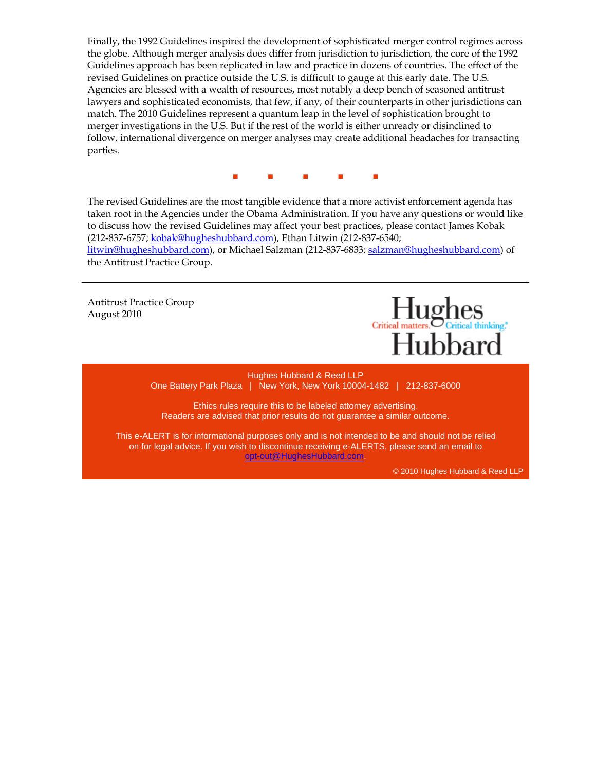Finally, the 1992 Guidelines inspired the development of sophisticated merger control regimes across the globe. Although merger analysis does differ from jurisdiction to jurisdiction, the core of the 1992 Guidelines approach has been replicated in law and practice in dozens of countries. The effect of the revised Guidelines on practice outside the U.S. is difficult to gauge at this early date. The U.S. Agencies are blessed with a wealth of resources, most notably a deep bench of seasoned antitrust lawyers and sophisticated economists, that few, if any, of their counterparts in other jurisdictions can match. The 2010 Guidelines represent a quantum leap in the level of sophistication brought to merger investigations in the U.S. But if the rest of the world is either unready or disinclined to follow, international divergence on merger analyses may create additional headaches for transacting parties.

■ ■ ■ ■ ■

The revised Guidelines are the most tangible evidence that a more activist enforcement agenda has taken root in the Agencies under the Obama Administration. If you have any questions or would like to discuss how the revised Guidelines may affect your best practices, please contact James Kobak (212-837-6757; kobak@hugheshubbard.com), Ethan Litwin (212-837-6540; litwin@hugheshubbard.com), or Michael Salzman (212-837-6833; salzman@hugheshubbard.com) of the Antitrust Practice Group.

---

Antitrust Practice Group
August 2010

Hughes Hubbard
Critical matters. Critical thinking.®

Hughes Hubbard & Reed LLP
One Battery Park Plaza | New York, New York 10004-1482 | 212-837-6000

Ethics rules require this to be labeled attorney advertising.
Readers are advised that prior results do not guarantee a similar outcome.

This e-ALERT is for informational purposes only and is not intended to be and should not be relied on for legal advice. If you wish to discontinue receiving e-ALERTS, please send an email to opt-out@HughesHubbard.com.

© 2010 Hughes Hubbard & Reed LLP